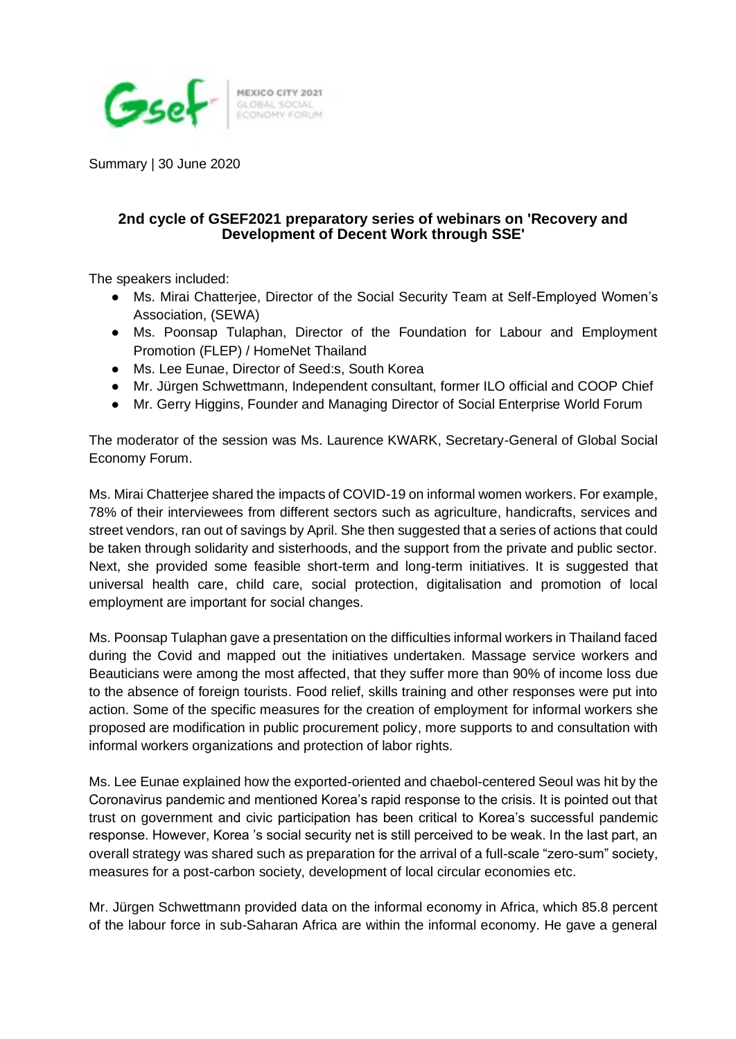Summary | 30 June 2020

## 2nd cycle of GSEF2021 preparatory series of webinars on 'Recovery and Development of Decent Work through SSE'

The speakers included:

- Ms. Mirai Chatterjee, Director of the Social Security Team at Self-Employed Women's Association, (SEWA)
- Ms. Poonsap Tulaphan, Director of the Foundation for Labour and Employment Promotion (FLEP) / HomeNet Thailand
- Ms. Lee Eunae, Director of Seed:s, South Korea
- Mr. Jürgen Schwettmann, Independent consultant, former ILO official and COOP Chief
- Mr. Gerry Higgins, Founder and Managing Director of Social Enterprise World Forum

The moderator of the session was Ms. Laurence KWARK, Secretary-General of Global Social Economy Forum.

Ms. Mirai Chatterjee shared the impacts of COVID-19 on informal women workers. For example, 78% of their interviewees from different sectors such as agriculture, handicrafts, services and street vendors, ran out of savings by April. She then suggested that a series of actions that could be taken through solidarity and sisterhoods, and the support from the private and public sector. Next, she provided some feasible short-term and long-term initiatives. It is suggested that universal health care, child care, social protection, digitalisation and promotion of local employment are important for social changes.

Ms. Poonsap Tulaphan gave a presentation on the difficulties informal workers in Thailand faced during the Covid and mapped out the initiatives undertaken. Massage service workers and Beauticians were among the most affected, that they suffer more than 90% of income loss due to the absence of foreign tourists. Food relief, skills training and other responses were put into action. Some of the specific measures for the creation of employment for informal workers she proposed are modification in public procurement policy, more supports to and consultation with informal workers organizations and protection of labor rights.

Ms. Lee Eunae explained how the exported-oriented and chaebol-centered Seoul was hit by the Coronavirus pandemic and mentioned Korea's rapid response to the crisis. It is pointed out that trust on government and civic participation has been critical to Korea's successful pandemic response. However, Korea 's social security net is still perceived to be weak. In the last part, an overall strategy was shared such as preparation for the arrival of a full-scale "zero-sum" society, measures for a post-carbon society, development of local circular economies etc.

Mr. Jürgen Schwettmann provided data on the informal economy in Africa, which 85.8 percent of the labour force in sub-Saharan Africa are within the informal economy. He gave a general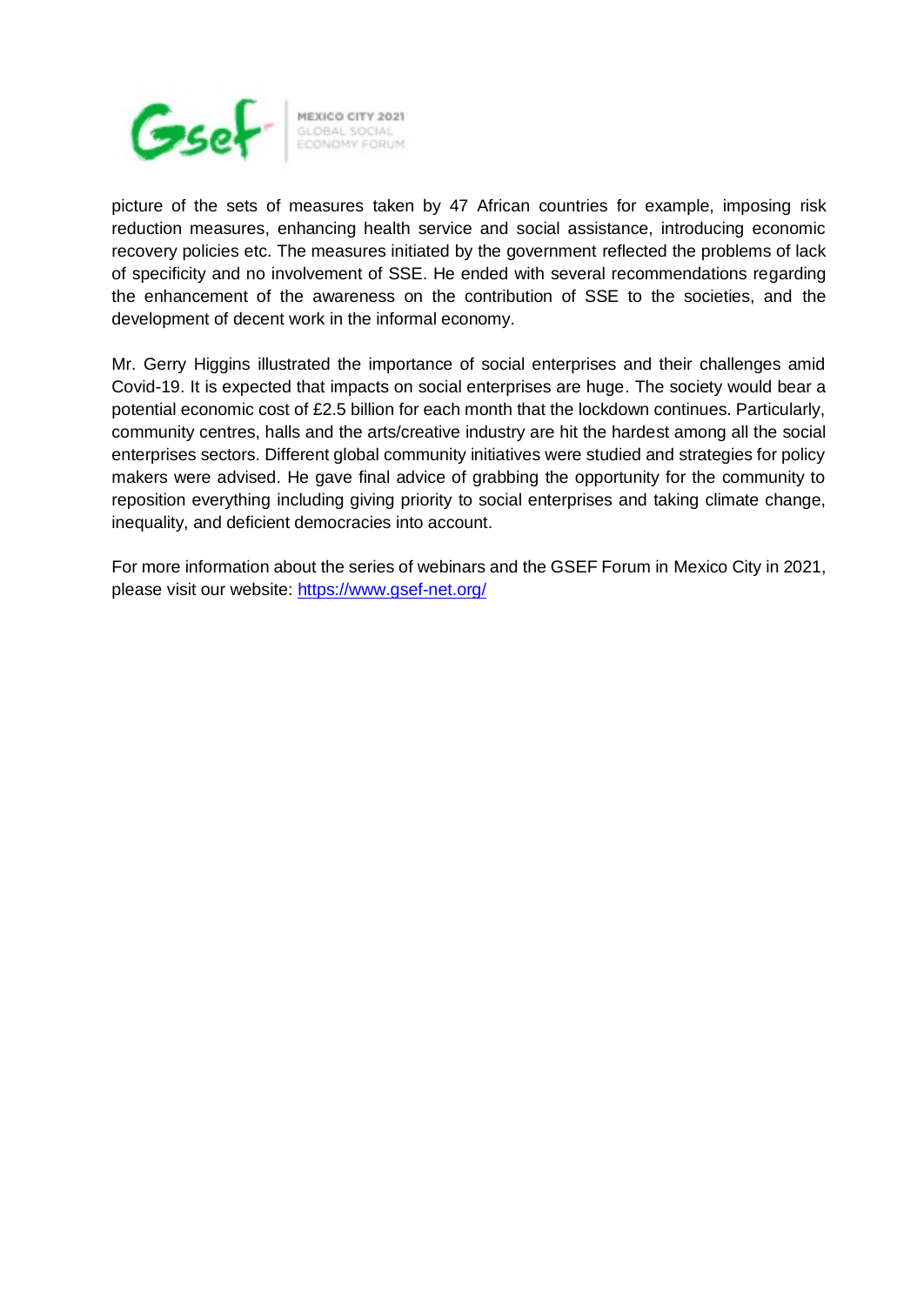picture of the sets of measures taken by 47 African countries for example, imposing risk reduction measures, enhancing health service and social assistance, introducing economic recovery policies etc. The measures initiated by the government reflected the problems of lack of specificity and no involvement of SSE. He ended with several recommendations regarding the enhancement of the awareness on the contribution of SSE to the societies, and the development of decent work in the informal economy.

Mr. Gerry Higgins illustrated the importance of social enterprises and their challenges amid Covid-19. It is expected that impacts on social enterprises are huge. The society would bear a potential economic cost of £2.5 billion for each month that the lockdown continues. Particularly, community centres, halls and the arts/creative industry are hit the hardest among all the social enterprises sectors. Different global community initiatives were studied and strategies for policy makers were advised. He gave final advice of grabbing the opportunity for the community to reposition everything including giving priority to social enterprises and taking climate change, inequality, and deficient democracies into account.

For more information about the series of webinars and the GSEF Forum in Mexico City in 2021, please visit our website: [https://www.gsef-net.org/](https://www.gsef-net.org/)